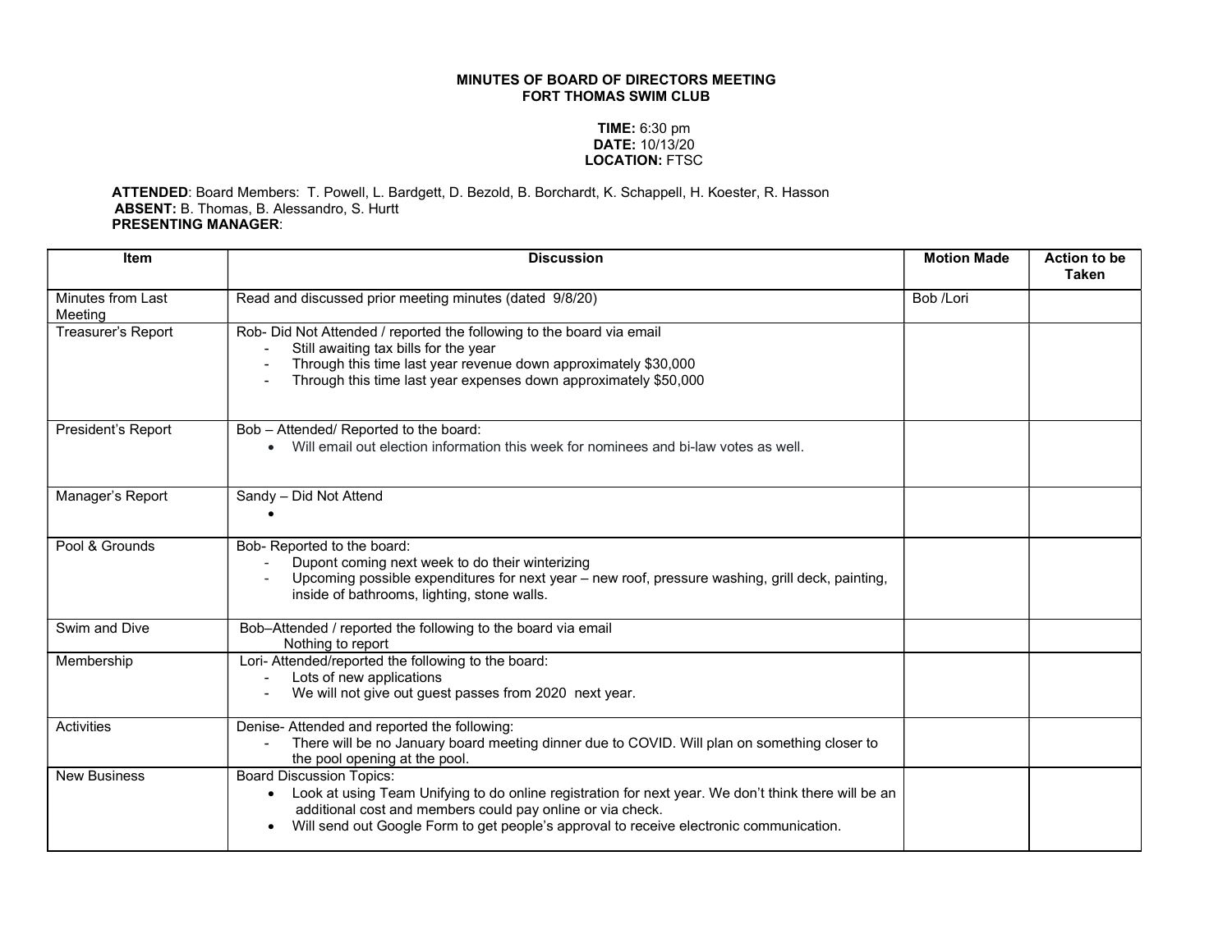**MINUTES OF BOARD OF DIRECTORS MEETING**
**FORT THOMAS SWIM CLUB**

**TIME:** 6:30 pm
**DATE:** 10/13/20
**LOCATION:** FTSC

**ATTENDED**: Board Members: T. Powell, L. Bardgett, D. Bezold, B. Borchardt, K. Schappell, H. Koester, R. Hasson
**ABSENT:** B. Thomas, B. Alessandro, S. Hurtt
**PRESENTING MANAGER**:

| Item | Discussion | Motion Made | Action to be Taken |
|---|---|---|---|
| Minutes from Last Meeting | Read and discussed prior meeting minutes (dated 9/8/20) | Bob /Lori | |
| Treasurer's Report | Rob- Did Not Attended / reported the following to the board via email<br>- Still awaiting tax bills for the year<br>- Through this time last year revenue down approximately $30,000<br>- Through this time last year expenses down approximately $50,000 | | |
| President's Report | Bob – Attended/ Reported to the board:<br>• Will email out election information this week for nominees and bi-law votes as well. | | |
| Manager's Report | Sandy – Did Not Attend<br>• | | |
| Pool & Grounds | Bob- Reported to the board:<br>- Dupont coming next week to do their winterizing<br>- Upcoming possible expenditures for next year – new roof, pressure washing, grill deck, painting, inside of bathrooms, lighting, stone walls. | | |
| Swim and Dive | Bob–Attended / reported the following to the board via email<br>Nothing to report | | |
| Membership | Lori- Attended/reported the following to the board:<br>- Lots of new applications<br>- We will not give out guest passes from 2020 next year. | | |
| Activities | Denise- Attended and reported the following:<br>- There will be no January board meeting dinner due to COVID. Will plan on something closer to the pool opening at the pool. | | |
| New Business | Board Discussion Topics:<br>• Look at using Team Unifying to do online registration for next year. We don't think there will be an additional cost and members could pay online or via check.<br>• Will send out Google Form to get people's approval to receive electronic communication. | | |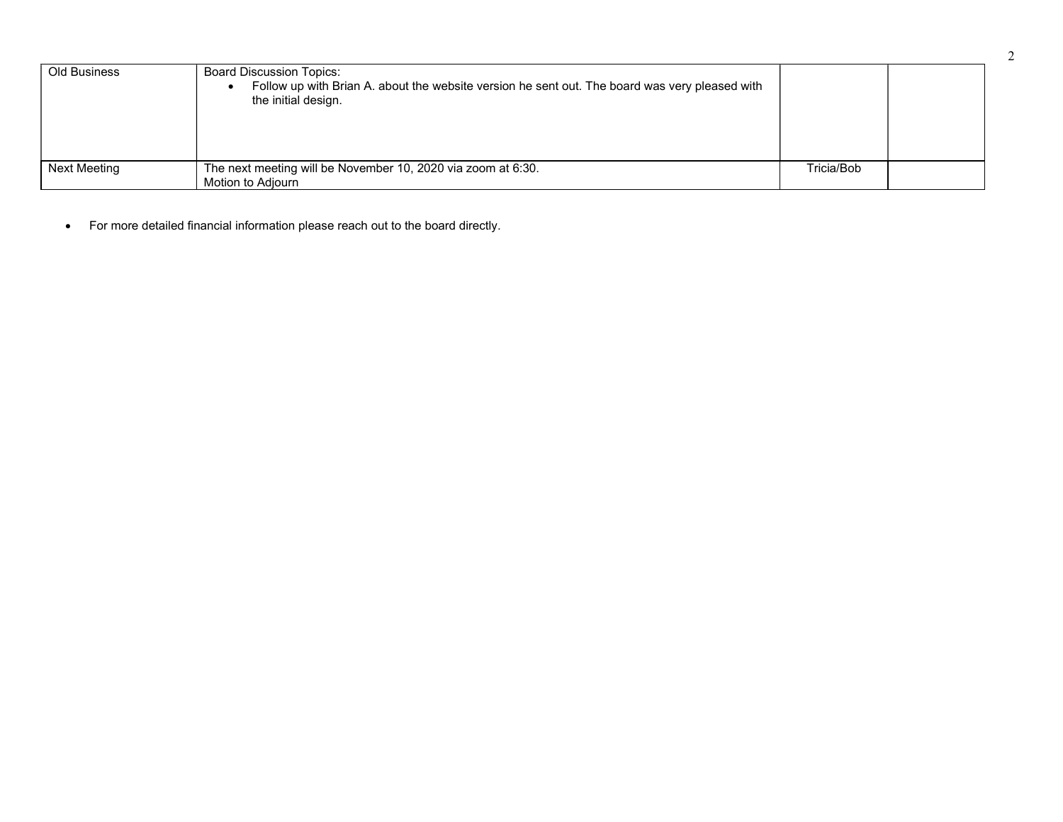| | | | |
|---|---|---|---|
| Old Business | Board Discussion Topics:<br>• Follow up with Brian A. about the website version he sent out. The board was very pleased with the initial design. | | |
| Next Meeting | The next meeting will be November 10, 2020 via zoom at 6:30.<br>Motion to Adjourn | Tricia/Bob | |

- For more detailed financial information please reach out to the board directly.